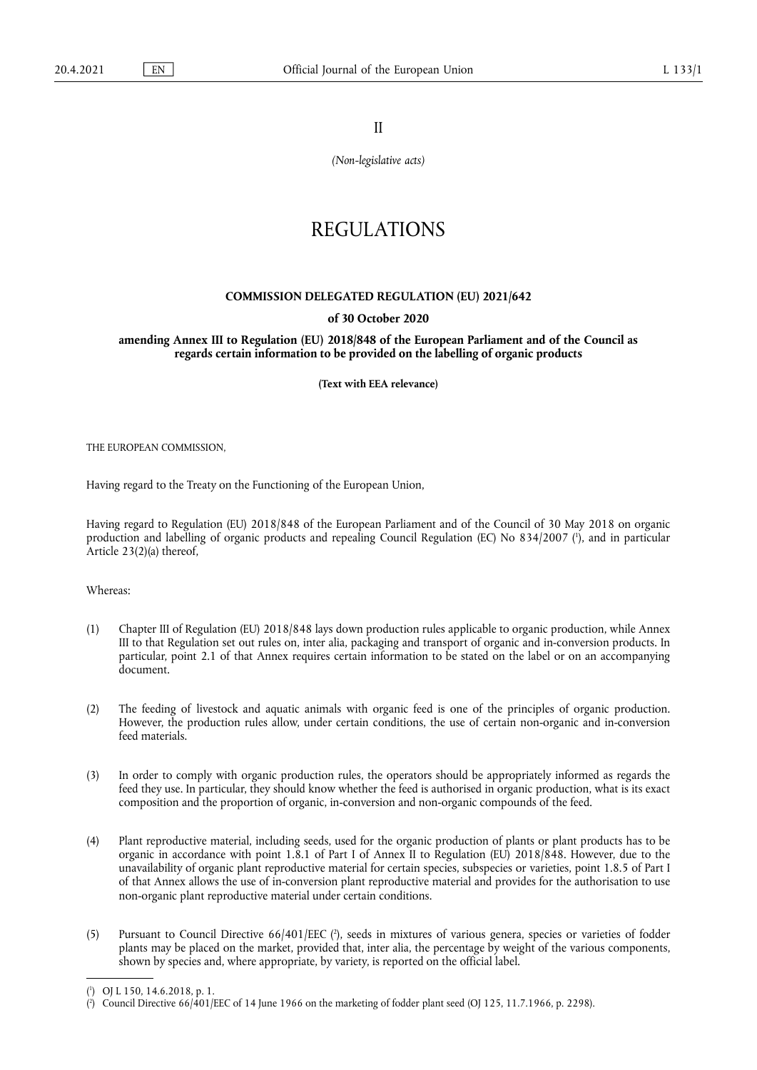II

*(Non-legislative acts)*

# REGULATIONS

## COMMISSION DELEGATED REGULATION (EU) 2021/642

**of 30 October 2020**

**amending Annex III to Regulation (EU) 2018/848 of the European Parliament and of the Council as regards certain information to be provided on the labelling of organic products**

**(Text with EEA relevance)**

THE EUROPEAN COMMISSION,

Having regard to the Treaty on the Functioning of the European Union,

Having regard to Regulation (EU) 2018/848 of the European Parliament and of the Council of 30 May 2018 on organic production and labelling of organic products and repealing Council Regulation (EC) No 834/2007 [1], and in particular Article 23(2)(a) thereof,

Whereas:

(1) Chapter III of Regulation (EU) 2018/848 lays down production rules applicable to organic production, while Annex III to that Regulation set out rules on, inter alia, packaging and transport of organic and in-conversion products. In particular, point 2.1 of that Annex requires certain information to be stated on the label or on an accompanying document.

(2) The feeding of livestock and aquatic animals with organic feed is one of the principles of organic production. However, the production rules allow, under certain conditions, the use of certain non-organic and in-conversion feed materials.

(3) In order to comply with organic production rules, the operators should be appropriately informed as regards the feed they use. In particular, they should know whether the feed is authorised in organic production, what is its exact composition and the proportion of organic, in-conversion and non-organic compounds of the feed.

(4) Plant reproductive material, including seeds, used for the organic production of plants or plant products has to be organic in accordance with point 1.8.1 of Part I of Annex II to Regulation (EU) 2018/848. However, due to the unavailability of organic plant reproductive material for certain species, subspecies or varieties, point 1.8.5 of Part I of that Annex allows the use of in-conversion plant reproductive material and provides for the authorisation to use non-organic plant reproductive material under certain conditions.

(5) Pursuant to Council Directive 66/401/EEC [2], seeds in mixtures of various genera, species or varieties of fodder plants may be placed on the market, provided that, inter alia, the percentage by weight of the various components, shown by species and, where appropriate, by variety, is reported on the official label.

---

[1] OJ L 150, 14.6.2018, p. 1.

[2] Council Directive 66/401/EEC of 14 June 1966 on the marketing of fodder plant seed (OJ 125, 11.7.1966, p. 2298).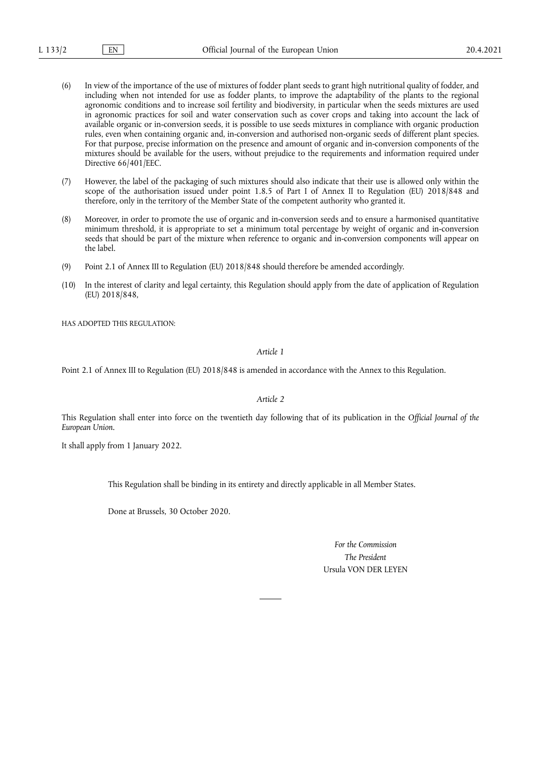(6) In view of the importance of the use of mixtures of fodder plant seeds to grant high nutritional quality of fodder, and including when not intended for use as fodder plants, to improve the adaptability of the plants to the regional agronomic conditions and to increase soil fertility and biodiversity, in particular when the seeds mixtures are used in agronomic practices for soil and water conservation such as cover crops and taking into account the lack of available organic or in-conversion seeds, it is possible to use seeds mixtures in compliance with organic production rules, even when containing organic and, in-conversion and authorised non-organic seeds of different plant species. For that purpose, precise information on the presence and amount of organic and in-conversion components of the mixtures should be available for the users, without prejudice to the requirements and information required under Directive 66/401/EEC.

(7) However, the label of the packaging of such mixtures should also indicate that their use is allowed only within the scope of the authorisation issued under point 1.8.5 of Part I of Annex II to Regulation (EU) 2018/848 and therefore, only in the territory of the Member State of the competent authority who granted it.

(8) Moreover, in order to promote the use of organic and in-conversion seeds and to ensure a harmonised quantitative minimum threshold, it is appropriate to set a minimum total percentage by weight of organic and in-conversion seeds that should be part of the mixture when reference to organic and in-conversion components will appear on the label.

(9) Point 2.1 of Annex III to Regulation (EU) 2018/848 should therefore be amended accordingly.

(10) In the interest of clarity and legal certainty, this Regulation should apply from the date of application of Regulation (EU) 2018/848,

HAS ADOPTED THIS REGULATION:

*Article 1*

Point 2.1 of Annex III to Regulation (EU) 2018/848 is amended in accordance with the Annex to this Regulation.

*Article 2*

This Regulation shall enter into force on the twentieth day following that of its publication in the *Official Journal of the European Union*.

It shall apply from 1 January 2022.

This Regulation shall be binding in its entirety and directly applicable in all Member States.

Done at Brussels, 30 October 2020.

*For the Commission*

*The President*

Ursula VON DER LEYEN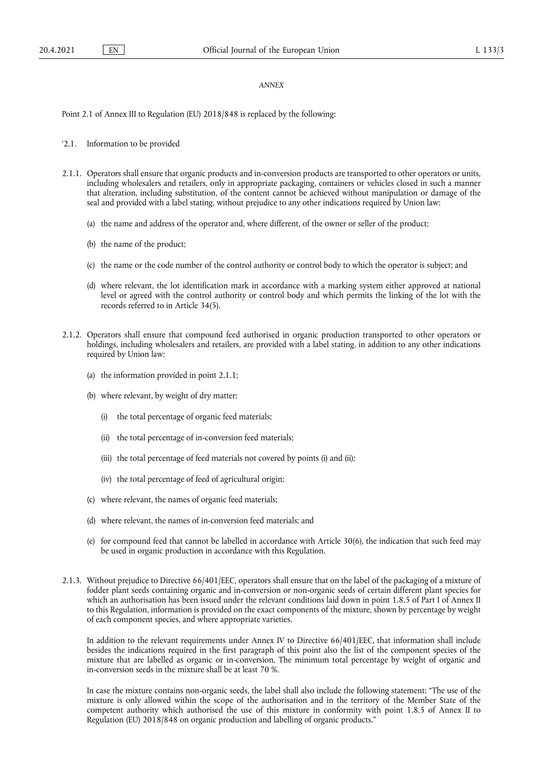*ANNEX*

Point 2.1 of Annex III to Regulation (EU) 2018/848 is replaced by the following:

'2.1. Information to be provided

2.1.1. Operators shall ensure that organic products and in-conversion products are transported to other operators or units, including wholesalers and retailers, only in appropriate packaging, containers or vehicles closed in such a manner that alteration, including substitution, of the content cannot be achieved without manipulation or damage of the seal and provided with a label stating, without prejudice to any other indications required by Union law:

(a) the name and address of the operator and, where different, of the owner or seller of the product;

(b) the name of the product;

(c) the name or the code number of the control authority or control body to which the operator is subject; and

(d) where relevant, the lot identification mark in accordance with a marking system either approved at national level or agreed with the control authority or control body and which permits the linking of the lot with the records referred to in Article 34(5).

2.1.2. Operators shall ensure that compound feed authorised in organic production transported to other operators or holdings, including wholesalers and retailers, are provided with a label stating, in addition to any other indications required by Union law:

(a) the information provided in point 2.1.1;

(b) where relevant, by weight of dry matter:

(i) the total percentage of organic feed materials;

(ii) the total percentage of in-conversion feed materials;

(iii) the total percentage of feed materials not covered by points (i) and (ii);

(iv) the total percentage of feed of agricultural origin;

(c) where relevant, the names of organic feed materials;

(d) where relevant, the names of in-conversion feed materials; and

(e) for compound feed that cannot be labelled in accordance with Article 30(6), the indication that such feed may be used in organic production in accordance with this Regulation.

2.1.3. Without prejudice to Directive 66/401/EEC, operators shall ensure that on the label of the packaging of a mixture of fodder plant seeds containing organic and in-conversion or non-organic seeds of certain different plant species for which an authorisation has been issued under the relevant conditions laid down in point 1.8.5 of Part I of Annex II to this Regulation, information is provided on the exact components of the mixture, shown by percentage by weight of each component species, and where appropriate varieties.

In addition to the relevant requirements under Annex IV to Directive 66/401/EEC, that information shall include besides the indications required in the first paragraph of this point also the list of the component species of the mixture that are labelled as organic or in-conversion. The minimum total percentage by weight of organic and in-conversion seeds in the mixture shall be at least 70 %.

In case the mixture contains non-organic seeds, the label shall also include the following statement: "The use of the mixture is only allowed within the scope of the authorisation and in the territory of the Member State of the competent authority which authorised the use of this mixture in conformity with point 1.8.5 of Annex II to Regulation (EU) 2018/848 on organic production and labelling of organic products."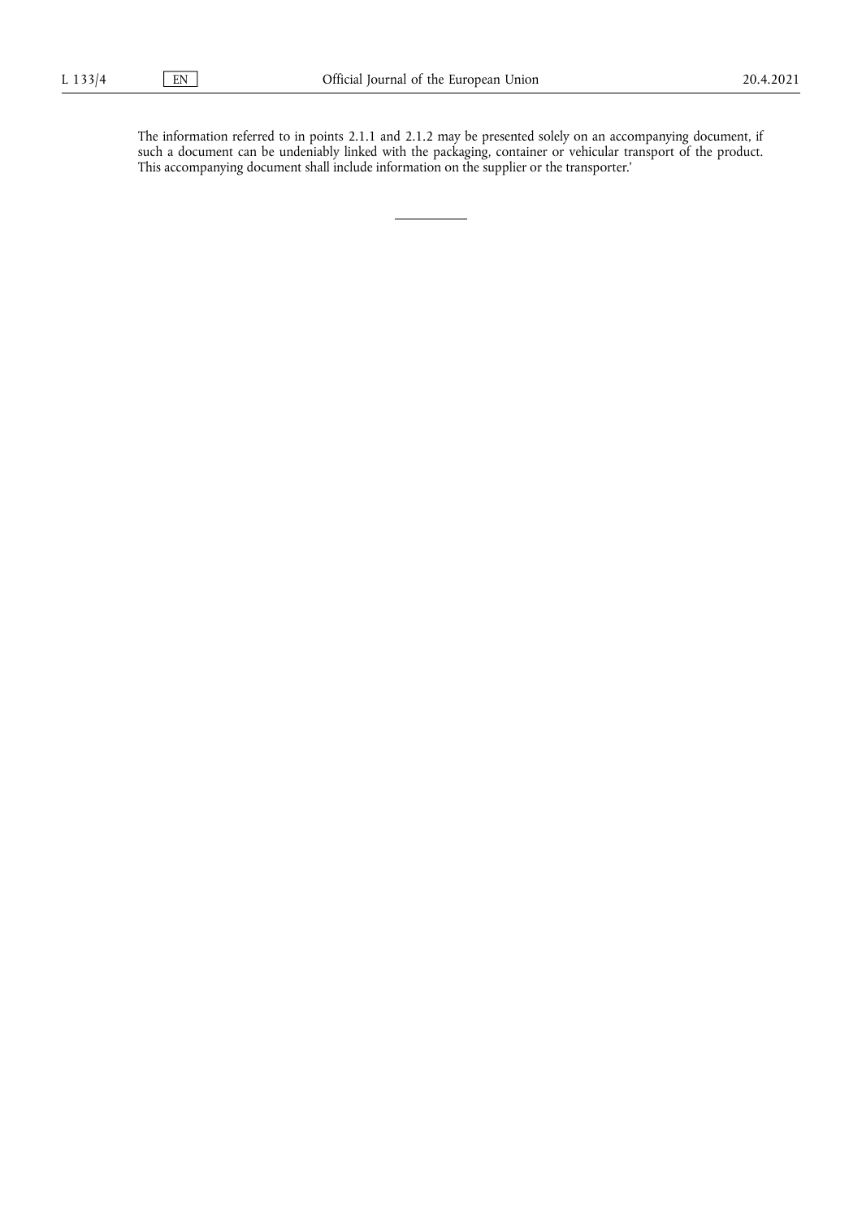The information referred to in points 2.1.1 and 2.1.2 may be presented solely on an accompanying document, if such a document can be undeniably linked with the packaging, container or vehicular transport of the product. This accompanying document shall include information on the supplier or the transporter.'